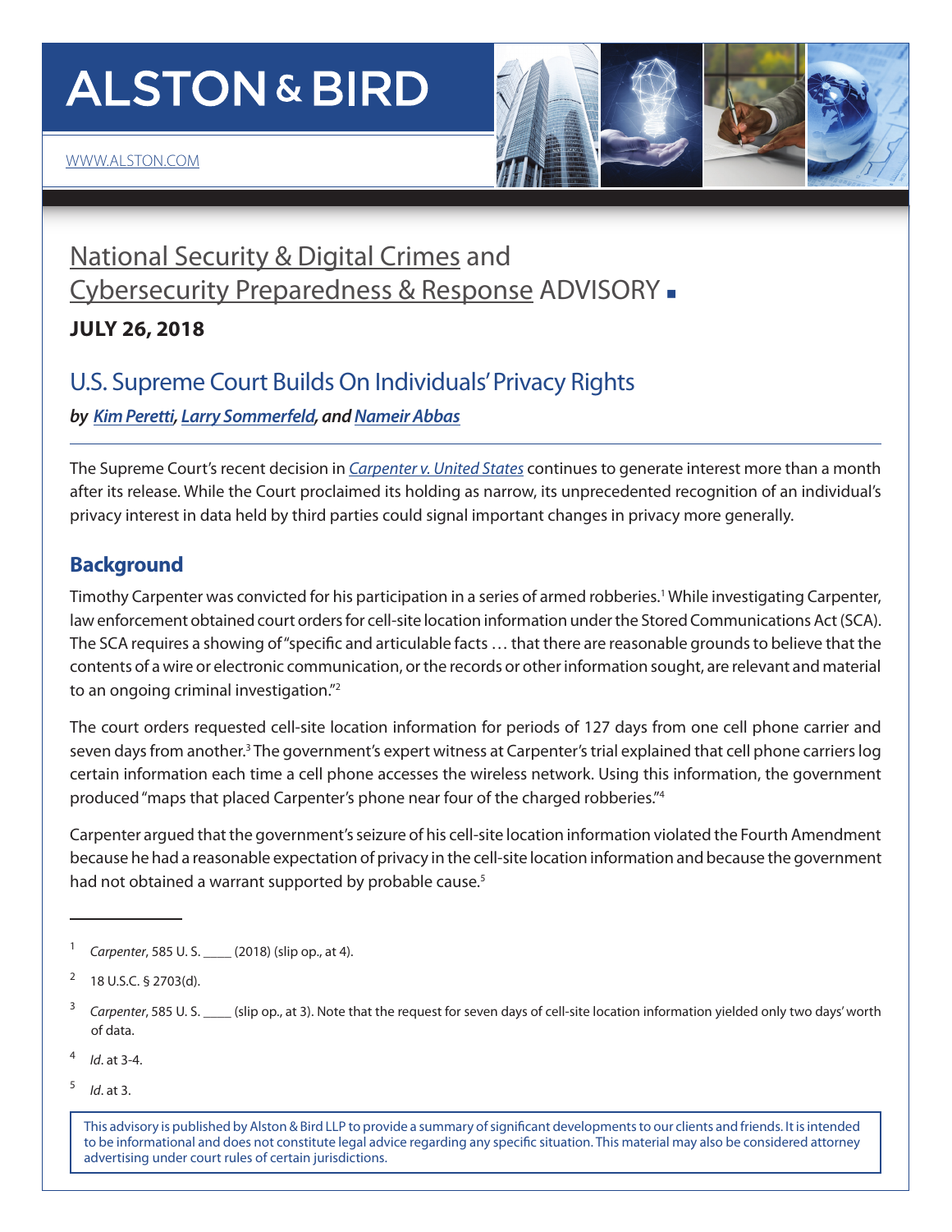# ALSTON & BIRD

WWW.ALSTON.COM

## National Security & Digital Crimes and Cybersecurity Preparedness & Response ADVISORY ■

**JULY 26, 2018**

## U.S. Supreme Court Builds On Individuals' Privacy Rights

***by Kim Peretti, Larry Sommerfeld, and Nameir Abbas***

The Supreme Court's recent decision in *Carpenter v. United States* continues to generate interest more than a month after its release. While the Court proclaimed its holding as narrow, its unprecedented recognition of an individual's privacy interest in data held by third parties could signal important changes in privacy more generally.

### Background

Timothy Carpenter was convicted for his participation in a series of armed robberies.[1] While investigating Carpenter, law enforcement obtained court orders for cell-site location information under the Stored Communications Act (SCA). The SCA requires a showing of "specific and articulable facts … that there are reasonable grounds to believe that the contents of a wire or electronic communication, or the records or other information sought, are relevant and material to an ongoing criminal investigation."[2]

The court orders requested cell-site location information for periods of 127 days from one cell phone carrier and seven days from another.[3] The government's expert witness at Carpenter's trial explained that cell phone carriers log certain information each time a cell phone accesses the wireless network. Using this information, the government produced "maps that placed Carpenter's phone near four of the charged robberies."[4]

Carpenter argued that the government's seizure of his cell-site location information violated the Fourth Amendment because he had a reasonable expectation of privacy in the cell-site location information and because the government had not obtained a warrant supported by probable cause.[5]

---

[1] *Carpenter*, 585 U. S. ____ (2018) (slip op., at 4).

[2] 18 U.S.C. § 2703(d).

[3] *Carpenter*, 585 U. S. ____ (slip op., at 3). Note that the request for seven days of cell-site location information yielded only two days' worth of data.

[4] *Id*. at 3-4.

[5] *Id*. at 3.

This advisory is published by Alston & Bird LLP to provide a summary of significant developments to our clients and friends. It is intended to be informational and does not constitute legal advice regarding any specific situation. This material may also be considered attorney advertising under court rules of certain jurisdictions.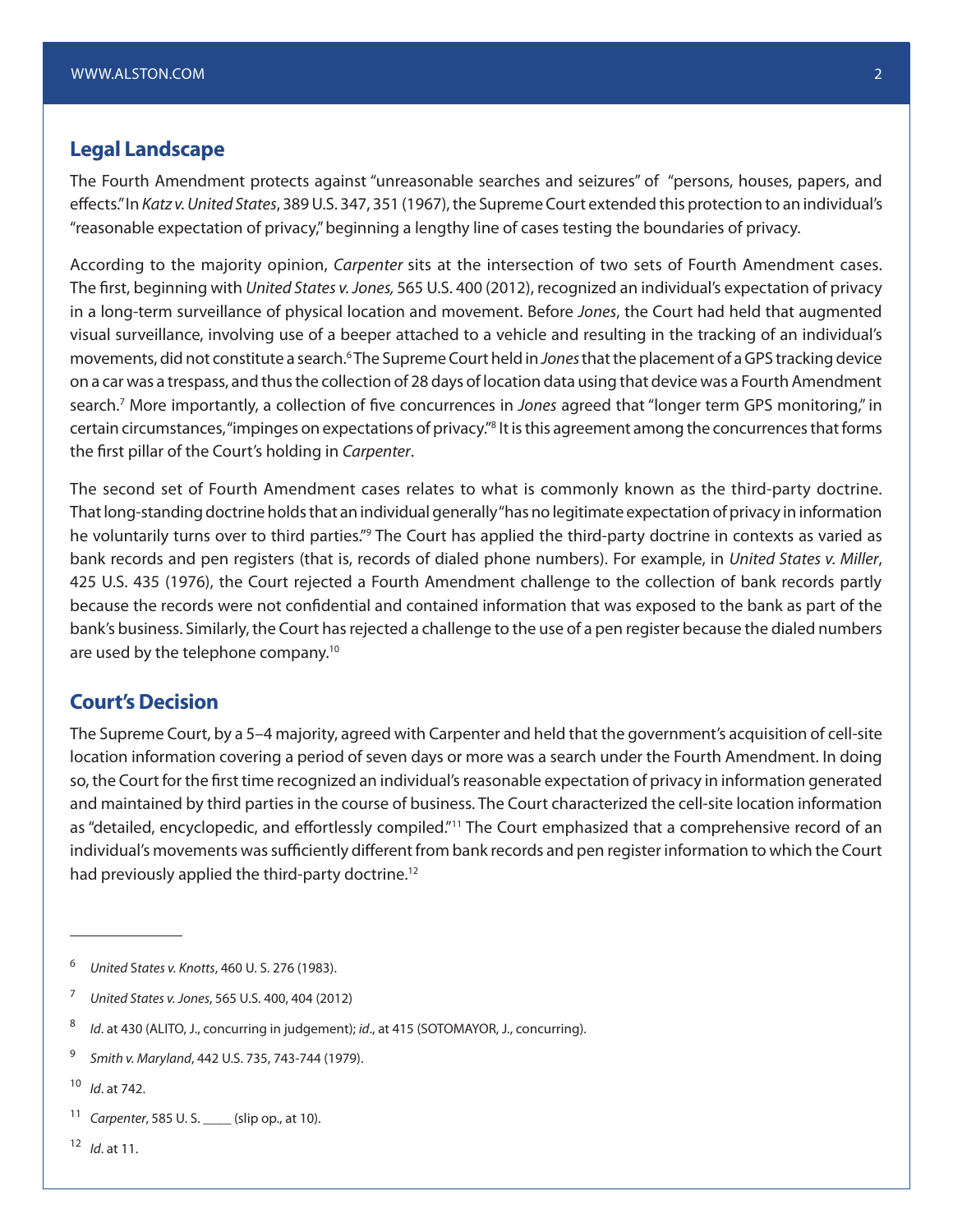## Legal Landscape

The Fourth Amendment protects against "unreasonable searches and seizures" of "persons, houses, papers, and effects." In *Katz v. United States*, 389 U.S. 347, 351 (1967), the Supreme Court extended this protection to an individual's "reasonable expectation of privacy," beginning a lengthy line of cases testing the boundaries of privacy.

According to the majority opinion, *Carpenter* sits at the intersection of two sets of Fourth Amendment cases. The first, beginning with *United States v. Jones,* 565 U.S. 400 (2012), recognized an individual's expectation of privacy in a long-term surveillance of physical location and movement. Before *Jones*, the Court had held that augmented visual surveillance, involving use of a beeper attached to a vehicle and resulting in the tracking of an individual's movements, did not constitute a search.[6] The Supreme Court held in *Jones* that the placement of a GPS tracking device on a car was a trespass, and thus the collection of 28 days of location data using that device was a Fourth Amendment search.[7] More importantly, a collection of five concurrences in *Jones* agreed that "longer term GPS monitoring," in certain circumstances, "impinges on expectations of privacy."[8] It is this agreement among the concurrences that forms the first pillar of the Court's holding in *Carpenter*.

The second set of Fourth Amendment cases relates to what is commonly known as the third-party doctrine. That long-standing doctrine holds that an individual generally "has no legitimate expectation of privacy in information he voluntarily turns over to third parties."[9] The Court has applied the third-party doctrine in contexts as varied as bank records and pen registers (that is, records of dialed phone numbers). For example, in *United States v. Miller*, 425 U.S. 435 (1976), the Court rejected a Fourth Amendment challenge to the collection of bank records partly because the records were not confidential and contained information that was exposed to the bank as part of the bank's business. Similarly, the Court has rejected a challenge to the use of a pen register because the dialed numbers are used by the telephone company.[10]

## Court's Decision

The Supreme Court, by a 5–4 majority, agreed with Carpenter and held that the government's acquisition of cell-site location information covering a period of seven days or more was a search under the Fourth Amendment. In doing so, the Court for the first time recognized an individual's reasonable expectation of privacy in information generated and maintained by third parties in the course of business. The Court characterized the cell-site location information as "detailed, encyclopedic, and effortlessly compiled."[11] The Court emphasized that a comprehensive record of an individual's movements was sufficiently different from bank records and pen register information to which the Court had previously applied the third-party doctrine.[12]

---

[6] *United States v. Knotts*, 460 U. S. 276 (1983).

[7] *United States v. Jones*, 565 U.S. 400, 404 (2012)

[8] *Id*. at 430 (ALITO, J., concurring in judgement); *id*., at 415 (SOTOMAYOR, J., concurring).

[9] *Smith v. Maryland*, 442 U.S. 735, 743-744 (1979).

[10] *Id*. at 742.

[11] *Carpenter*, 585 U. S. ____ (slip op., at 10).

[12] *Id*. at 11.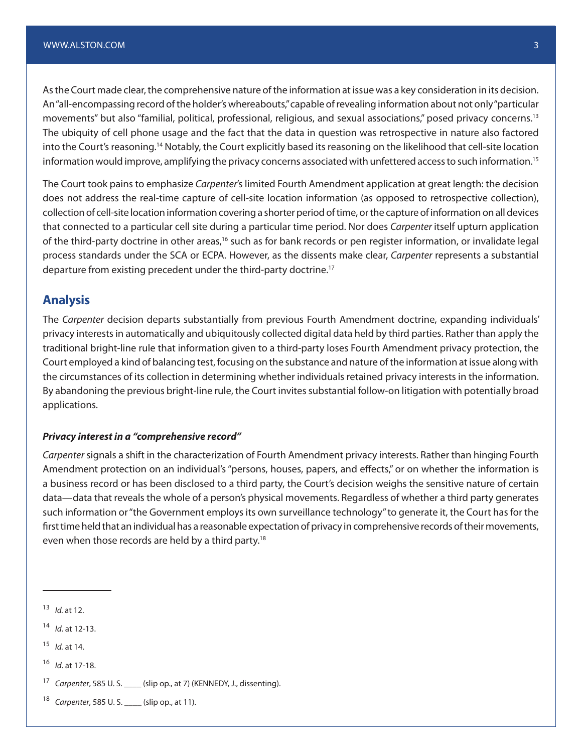As the Court made clear, the comprehensive nature of the information at issue was a key consideration in its decision. An "all-encompassing record of the holder's whereabouts," capable of revealing information about not only "particular movements" but also "familial, political, professional, religious, and sexual associations," posed privacy concerns.[13] The ubiquity of cell phone usage and the fact that the data in question was retrospective in nature also factored into the Court's reasoning.[14] Notably, the Court explicitly based its reasoning on the likelihood that cell-site location information would improve, amplifying the privacy concerns associated with unfettered access to such information.[15]

The Court took pains to emphasize *Carpenter*'s limited Fourth Amendment application at great length: the decision does not address the real-time capture of cell-site location information (as opposed to retrospective collection), collection of cell-site location information covering a shorter period of time, or the capture of information on all devices that connected to a particular cell site during a particular time period. Nor does *Carpenter* itself upturn application of the third-party doctrine in other areas,[16] such as for bank records or pen register information, or invalidate legal process standards under the SCA or ECPA. However, as the dissents make clear, *Carpenter* represents a substantial departure from existing precedent under the third-party doctrine.[17]

## Analysis

The *Carpenter* decision departs substantially from previous Fourth Amendment doctrine, expanding individuals' privacy interests in automatically and ubiquitously collected digital data held by third parties. Rather than apply the traditional bright-line rule that information given to a third-party loses Fourth Amendment privacy protection, the Court employed a kind of balancing test, focusing on the substance and nature of the information at issue along with the circumstances of its collection in determining whether individuals retained privacy interests in the information. By abandoning the previous bright-line rule, the Court invites substantial follow-on litigation with potentially broad applications.

### ***Privacy interest in a "comprehensive record"***

*Carpenter* signals a shift in the characterization of Fourth Amendment privacy interests. Rather than hinging Fourth Amendment protection on an individual's "persons, houses, papers, and effects," or on whether the information is a business record or has been disclosed to a third party, the Court's decision weighs the sensitive nature of certain data—data that reveals the whole of a person's physical movements. Regardless of whether a third party generates such information or "the Government employs its own surveillance technology" to generate it, the Court has for the first time held that an individual has a reasonable expectation of privacy in comprehensive records of their movements, even when those records are held by a third party.[18]

---

[13] *Id.* at 12.

[14] *Id*. at 12-13.

[15] *Id.* at 14.

[16] *Id*. at 17-18.

[17] *Carpenter*, 585 U. S. ____ (slip op., at 7) (KENNEDY, J., dissenting).

[18] *Carpenter*, 585 U. S. ____ (slip op., at 11).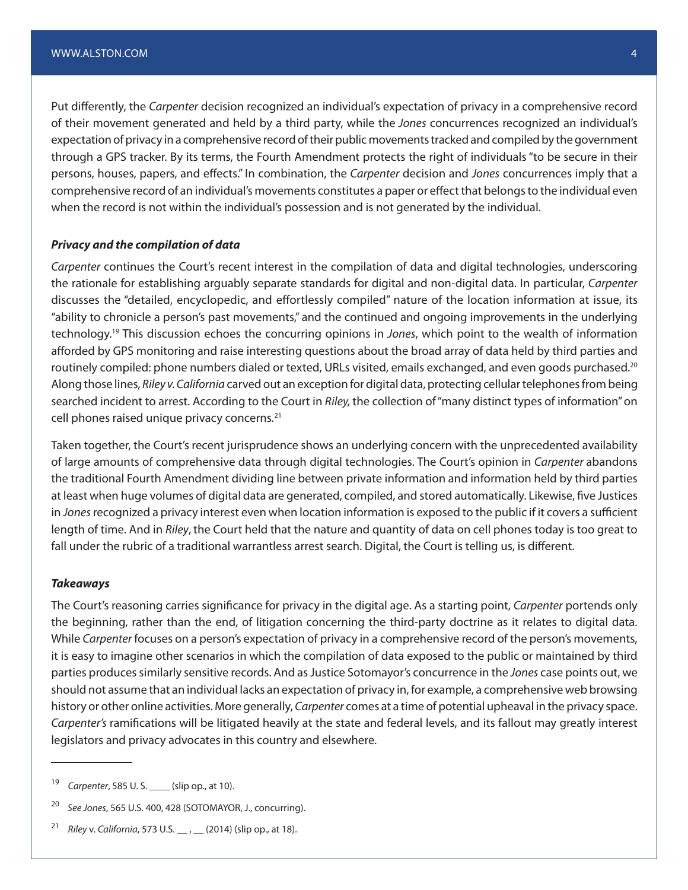Put differently, the *Carpenter* decision recognized an individual's expectation of privacy in a comprehensive record of their movement generated and held by a third party, while the *Jones* concurrences recognized an individual's expectation of privacy in a comprehensive record of their public movements tracked and compiled by the government through a GPS tracker. By its terms, the Fourth Amendment protects the right of individuals "to be secure in their persons, houses, papers, and effects." In combination, the *Carpenter* decision and *Jones* concurrences imply that a comprehensive record of an individual's movements constitutes a paper or effect that belongs to the individual even when the record is not within the individual's possession and is not generated by the individual.

***Privacy and the compilation of data***

*Carpenter* continues the Court's recent interest in the compilation of data and digital technologies, underscoring the rationale for establishing arguably separate standards for digital and non-digital data. In particular, *Carpenter* discusses the "detailed, encyclopedic, and effortlessly compiled" nature of the location information at issue, its "ability to chronicle a person's past movements," and the continued and ongoing improvements in the underlying technology.[19] This discussion echoes the concurring opinions in *Jones*, which point to the wealth of information afforded by GPS monitoring and raise interesting questions about the broad array of data held by third parties and routinely compiled: phone numbers dialed or texted, URLs visited, emails exchanged, and even goods purchased.[20] Along those lines, *Riley v. California* carved out an exception for digital data, protecting cellular telephones from being searched incident to arrest. According to the Court in *Riley,* the collection of "many distinct types of information" on cell phones raised unique privacy concerns.[21]

Taken together, the Court's recent jurisprudence shows an underlying concern with the unprecedented availability of large amounts of comprehensive data through digital technologies. The Court's opinion in *Carpenter* abandons the traditional Fourth Amendment dividing line between private information and information held by third parties at least when huge volumes of digital data are generated, compiled, and stored automatically. Likewise, five Justices in *Jones* recognized a privacy interest even when location information is exposed to the public if it covers a sufficient length of time. And in *Riley*, the Court held that the nature and quantity of data on cell phones today is too great to fall under the rubric of a traditional warrantless arrest search. Digital, the Court is telling us, is different.

***Takeaways***

The Court's reasoning carries significance for privacy in the digital age. As a starting point, *Carpenter* portends only the beginning, rather than the end, of litigation concerning the third-party doctrine as it relates to digital data. While *Carpenter* focuses on a person's expectation of privacy in a comprehensive record of the person's movements, it is easy to imagine other scenarios in which the compilation of data exposed to the public or maintained by third parties produces similarly sensitive records. And as Justice Sotomayor's concurrence in the *Jones* case points out, we should not assume that an individual lacks an expectation of privacy in, for example, a comprehensive web browsing history or other online activities. More generally, *Carpenter* comes at a time of potential upheaval in the privacy space. *Carpenter's* ramifications will be litigated heavily at the state and federal levels, and its fallout may greatly interest legislators and privacy advocates in this country and elsewhere.

---

[19] *Carpenter*, 585 U. S. ____ (slip op., at 10).

[20] *See Jones*, 565 U.S. 400, 428 (SOTOMAYOR, J., concurring).

[21] *Riley* v. *California*, 573 U.S. __ , __ (2014) (slip op., at 18).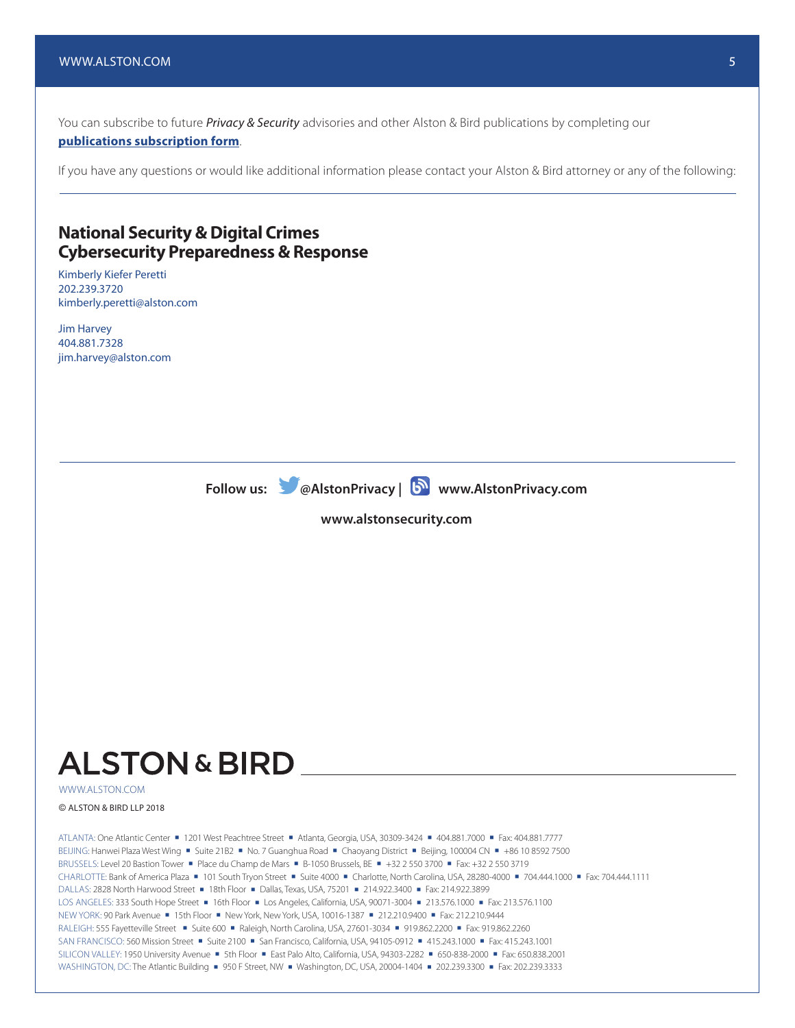You can subscribe to future *Privacy & Security* advisories and other Alston & Bird publications by completing our **publications subscription form**.

If you have any questions or would like additional information please contact your Alston & Bird attorney or any of the following:

## National Security & Digital Crimes
## Cybersecurity Preparedness & Response

Kimberly Kiefer Peretti
202.239.3720
kimberly.peretti@alston.com

Jim Harvey
404.881.7328
jim.harvey@alston.com

**Follow us: @AlstonPrivacy | www.AlstonPrivacy.com**

**www.alstonsecurity.com**

ALSTON & BIRD

WWW.ALSTON.COM

© ALSTON & BIRD LLP 2018

ATLANTA: One Atlantic Center ▪ 1201 West Peachtree Street ▪ Atlanta, Georgia, USA, 30309-3424 ▪ 404.881.7000 ▪ Fax: 404.881.7777
BEIJING: Hanwei Plaza West Wing ▪ Suite 21B2 ▪ No. 7 Guanghua Road ▪ Chaoyang District ▪ Beijing, 100004 CN ▪ +86 10 8592 7500
BRUSSELS: Level 20 Bastion Tower ▪ Place du Champ de Mars ▪ B-1050 Brussels, BE ▪ +32 2 550 3700 ▪ Fax: +32 2 550 3719
CHARLOTTE: Bank of America Plaza ▪ 101 South Tryon Street ▪ Suite 4000 ▪ Charlotte, North Carolina, USA, 28280-4000 ▪ 704.444.1000 ▪ Fax: 704.444.1111
DALLAS: 2828 North Harwood Street ▪ 18th Floor ▪ Dallas, Texas, USA, 75201 ▪ 214.922.3400 ▪ Fax: 214.922.3899
LOS ANGELES: 333 South Hope Street ▪ 16th Floor ▪ Los Angeles, California, USA, 90071-3004 ▪ 213.576.1000 ▪ Fax: 213.576.1100
NEW YORK: 90 Park Avenue ▪ 15th Floor ▪ New York, New York, USA, 10016-1387 ▪ 212.210.9400 ▪ Fax: 212.210.9444
RALEIGH: 555 Fayetteville Street ▪ Suite 600 ▪ Raleigh, North Carolina, USA, 27601-3034 ▪ 919.862.2200 ▪ Fax: 919.862.2260
SAN FRANCISCO: 560 Mission Street ▪ Suite 2100 ▪ San Francisco, California, USA, 94105-0912 ▪ 415.243.1000 ▪ Fax: 415.243.1001
SILICON VALLEY: 1950 University Avenue ▪ 5th Floor ▪ East Palo Alto, California, USA, 94303-2282 ▪ 650-838-2000 ▪ Fax: 650.838.2001
WASHINGTON, DC: The Atlantic Building ▪ 950 F Street, NW ▪ Washington, DC, USA, 20004-1404 ▪ 202.239.3300 ▪ Fax: 202.239.3333